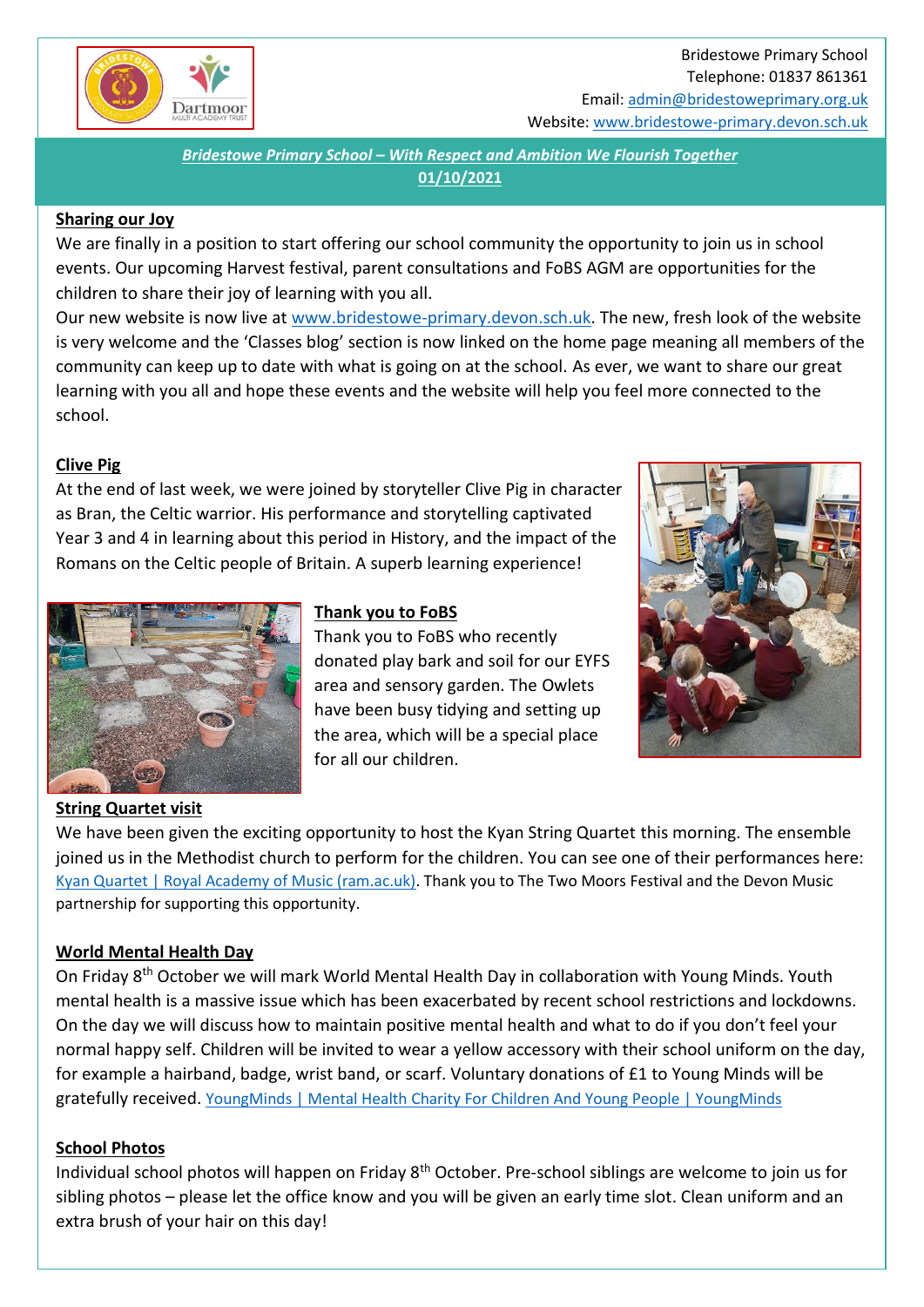Bridestowe Primary School
Telephone: 01837 861361
Email: admin@bridestoweprimary.org.uk
Website: www.bridestowe-primary.devon.sch.uk

***Bridestowe Primary School – With Respect and Ambition We Flourish Together***

**01/10/2021**

## Sharing our Joy

We are finally in a position to start offering our school community the opportunity to join us in school events. Our upcoming Harvest festival, parent consultations and FoBS AGM are opportunities for the children to share their joy of learning with you all.

Our new website is now live at www.bridestowe-primary.devon.sch.uk. The new, fresh look of the website is very welcome and the 'Classes blog' section is now linked on the home page meaning all members of the community can keep up to date with what is going on at the school. As ever, we want to share our great learning with you all and hope these events and the website will help you feel more connected to the school.

## Clive Pig

At the end of last week, we were joined by storyteller Clive Pig in character as Bran, the Celtic warrior. His performance and storytelling captivated Year 3 and 4 in learning about this period in History, and the impact of the Romans on the Celtic people of Britain. A superb learning experience!

## Thank you to FoBS

Thank you to FoBS who recently donated play bark and soil for our EYFS area and sensory garden. The Owlets have been busy tidying and setting up the area, which will be a special place for all our children.

## String Quartet visit

We have been given the exciting opportunity to host the Kyan String Quartet this morning. The ensemble joined us in the Methodist church to perform for the children. You can see one of their performances here: Kyan Quartet | Royal Academy of Music (ram.ac.uk). Thank you to The Two Moors Festival and the Devon Music partnership for supporting this opportunity.

## World Mental Health Day

On Friday 8th October we will mark World Mental Health Day in collaboration with Young Minds. Youth mental health is a massive issue which has been exacerbated by recent school restrictions and lockdowns. On the day we will discuss how to maintain positive mental health and what to do if you don't feel your normal happy self. Children will be invited to wear a yellow accessory with their school uniform on the day, for example a hairband, badge, wrist band, or scarf. Voluntary donations of £1 to Young Minds will be gratefully received. YoungMinds | Mental Health Charity For Children And Young People | YoungMinds

## School Photos

Individual school photos will happen on Friday 8th October. Pre-school siblings are welcome to join us for sibling photos – please let the office know and you will be given an early time slot. Clean uniform and an extra brush of your hair on this day!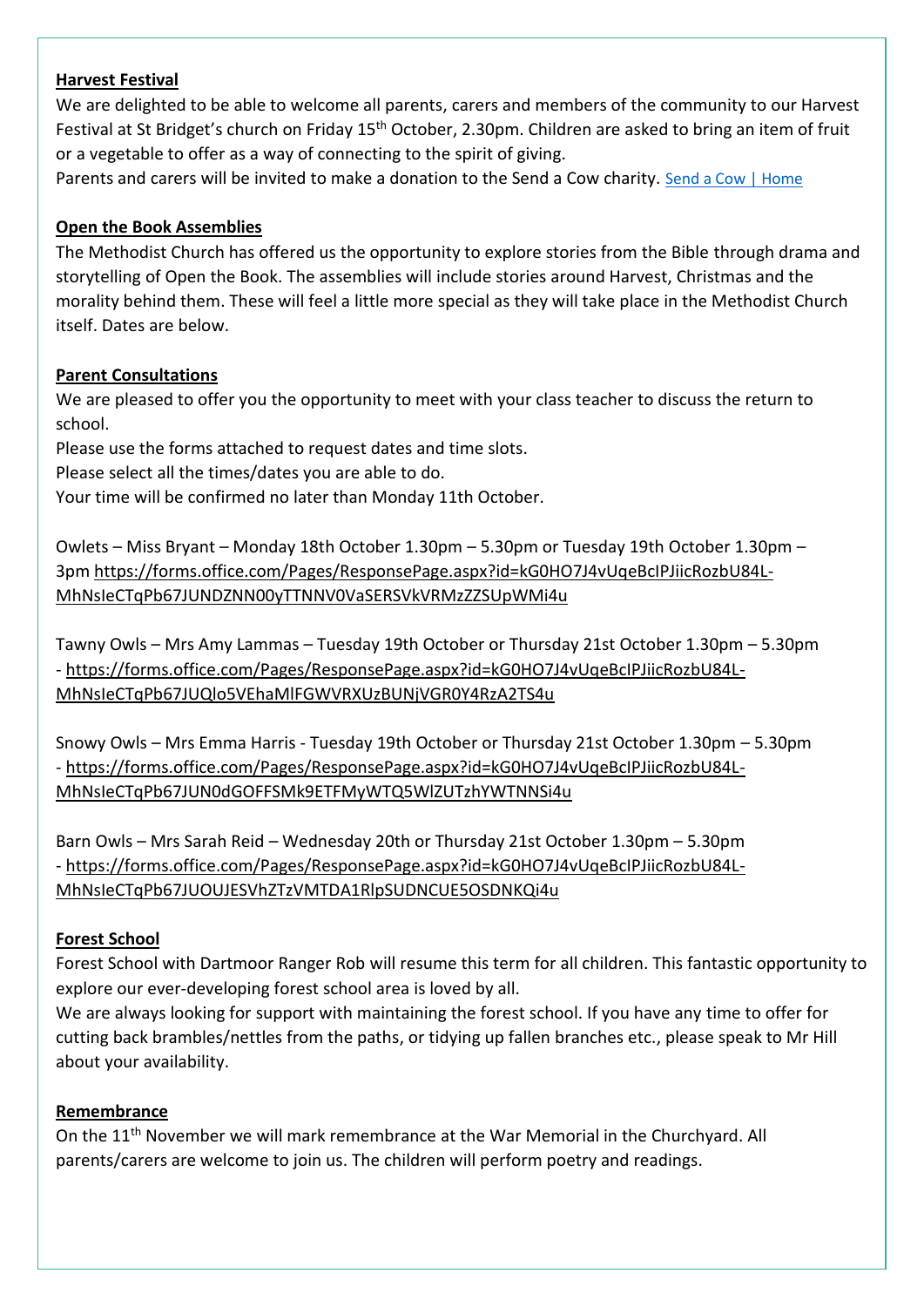**Harvest Festival**

We are delighted to be able to welcome all parents, carers and members of the community to our Harvest Festival at St Bridget's church on Friday 15th October, 2.30pm. Children are asked to bring an item of fruit or a vegetable to offer as a way of connecting to the spirit of giving.

Parents and carers will be invited to make a donation to the Send a Cow charity. Send a Cow | Home

**Open the Book Assemblies**

The Methodist Church has offered us the opportunity to explore stories from the Bible through drama and storytelling of Open the Book. The assemblies will include stories around Harvest, Christmas and the morality behind them. These will feel a little more special as they will take place in the Methodist Church itself. Dates are below.

**Parent Consultations**

We are pleased to offer you the opportunity to meet with your class teacher to discuss the return to school.

Please use the forms attached to request dates and time slots.

Please select all the times/dates you are able to do.

Your time will be confirmed no later than Monday 11th October.

Owlets – Miss Bryant – Monday 18th October 1.30pm – 5.30pm or Tuesday 19th October 1.30pm – 3pm https://forms.office.com/Pages/ResponsePage.aspx?id=kG0HO7J4vUqeBcIPJiicRozbU84L-MhNsIeCTqPb67JUNDZNN00yTTNNV0VaSERSVkVRMzZZSUpWMi4u

Tawny Owls – Mrs Amy Lammas – Tuesday 19th October or Thursday 21st October 1.30pm – 5.30pm - https://forms.office.com/Pages/ResponsePage.aspx?id=kG0HO7J4vUqeBcIPJiicRozbU84L-MhNsIeCTqPb67JUQlo5VEhaMlFGWVRXUzBUNjVGR0Y4RzA2TS4u

Snowy Owls – Mrs Emma Harris - Tuesday 19th October or Thursday 21st October 1.30pm – 5.30pm - https://forms.office.com/Pages/ResponsePage.aspx?id=kG0HO7J4vUqeBcIPJiicRozbU84L-MhNsIeCTqPb67JUN0dGOFFSMk9ETFMyWTQ5WlZUTzhYWTNNSi4u

Barn Owls – Mrs Sarah Reid – Wednesday 20th or Thursday 21st October 1.30pm – 5.30pm - https://forms.office.com/Pages/ResponsePage.aspx?id=kG0HO7J4vUqeBcIPJiicRozbU84L-MhNsIeCTqPb67JUOUJESVhZTzVMTDA1RlpSUDNCUE5OSDNKQi4u

**Forest School**

Forest School with Dartmoor Ranger Rob will resume this term for all children. This fantastic opportunity to explore our ever-developing forest school area is loved by all.

We are always looking for support with maintaining the forest school. If you have any time to offer for cutting back brambles/nettles from the paths, or tidying up fallen branches etc., please speak to Mr Hill about your availability.

**Remembrance**

On the 11th November we will mark remembrance at the War Memorial in the Churchyard. All parents/carers are welcome to join us. The children will perform poetry and readings.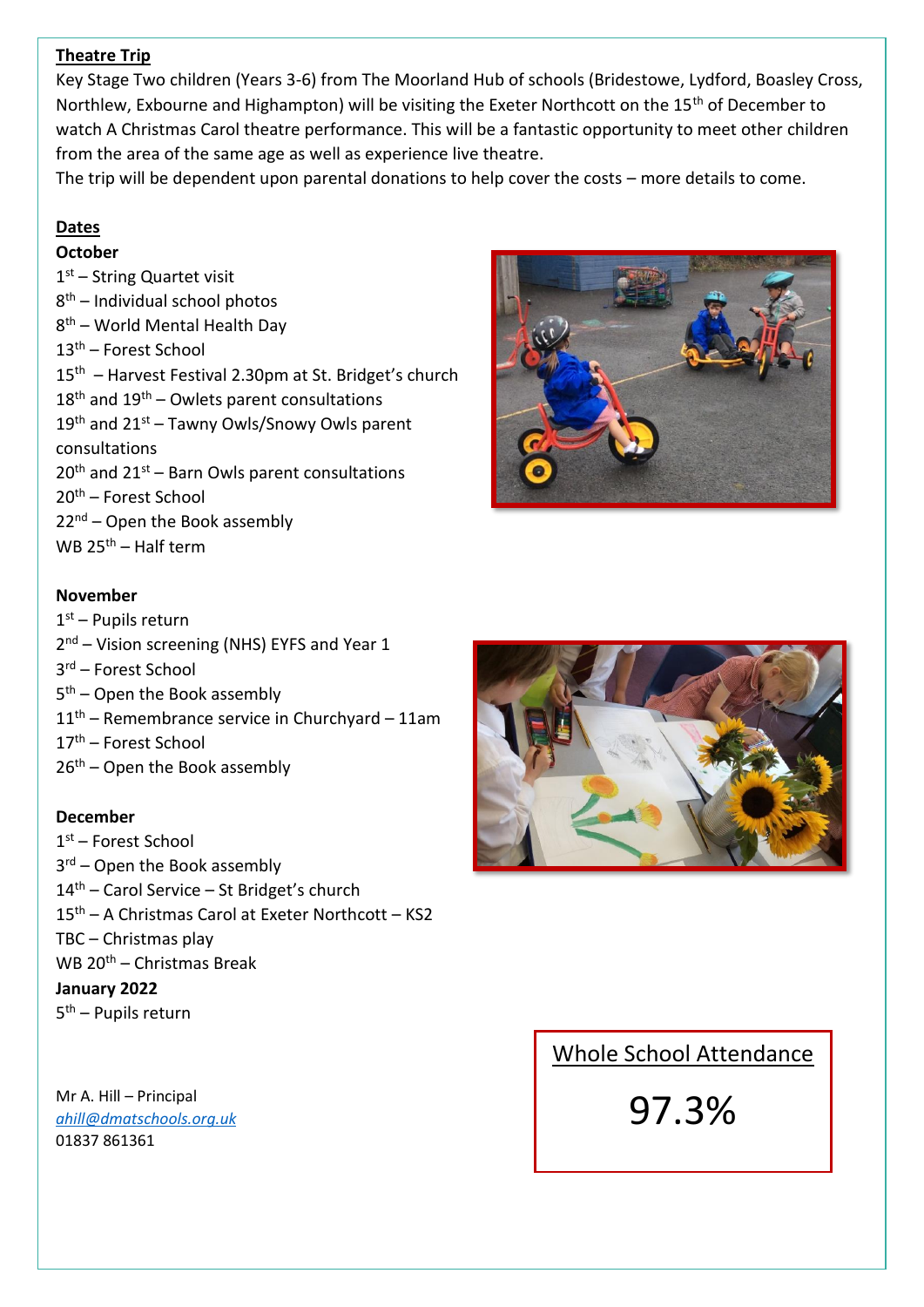**Theatre Trip**

Key Stage Two children (Years 3-6) from The Moorland Hub of schools (Bridestowe, Lydford, Boasley Cross, Northlew, Exbourne and Highampton) will be visiting the Exeter Northcott on the 15th of December to watch A Christmas Carol theatre performance. This will be a fantastic opportunity to meet other children from the area of the same age as well as experience live theatre.

The trip will be dependent upon parental donations to help cover the costs – more details to come.

**Dates**

**October**

1st – String Quartet visit
8th – Individual school photos
8th – World Mental Health Day
13th – Forest School
15th – Harvest Festival 2.30pm at St. Bridget's church
18th and 19th – Owlets parent consultations
19th and 21st – Tawny Owls/Snowy Owls parent consultations
20th and 21st – Barn Owls parent consultations
20th – Forest School
22nd – Open the Book assembly
WB 25th – Half term

**November**

1st – Pupils return
2nd – Vision screening (NHS) EYFS and Year 1
3rd – Forest School
5th – Open the Book assembly
11th – Remembrance service in Churchyard – 11am
17th – Forest School
26th – Open the Book assembly

**December**

1st – Forest School
3rd – Open the Book assembly
14th – Carol Service – St Bridget's church
15th – A Christmas Carol at Exeter Northcott – KS2
TBC – Christmas play
WB 20th – Christmas Break

**January 2022**

5th – Pupils return

Mr A. Hill – Principal
*ahill@dmatschools.org.uk*
01837 861361

Whole School Attendance

97.3%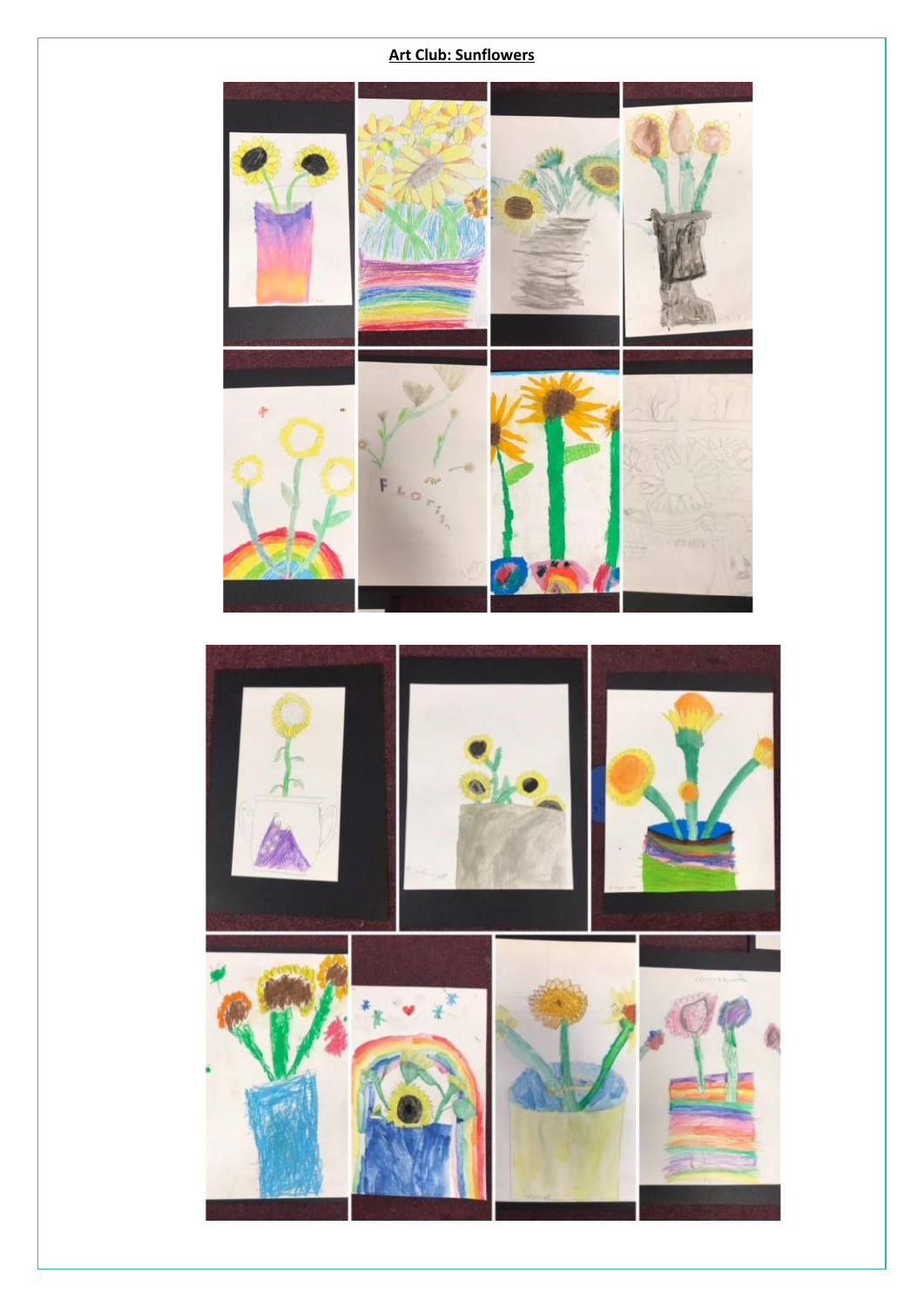**Art Club: Sunflowers**